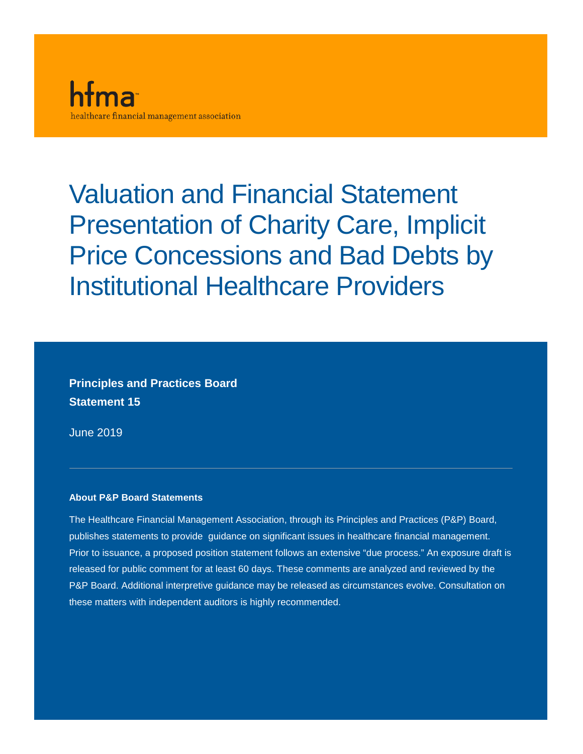hfma

healthcare financial management association

# Valuation and Financial Statement Presentation of Charity Care, Implicit Price Concessions and Bad Debts by Institutional Healthcare Providers

**Principles and Practices Board**
**Statement 15**

June 2019

---

**About P&P Board Statements**

The Healthcare Financial Management Association, through its Principles and Practices (P&P) Board, publishes statements to provide guidance on significant issues in healthcare financial management. Prior to issuance, a proposed position statement follows an extensive "due process." An exposure draft is released for public comment for at least 60 days. These comments are analyzed and reviewed by the P&P Board. Additional interpretive guidance may be released as circumstances evolve. Consultation on these matters with independent auditors is highly recommended.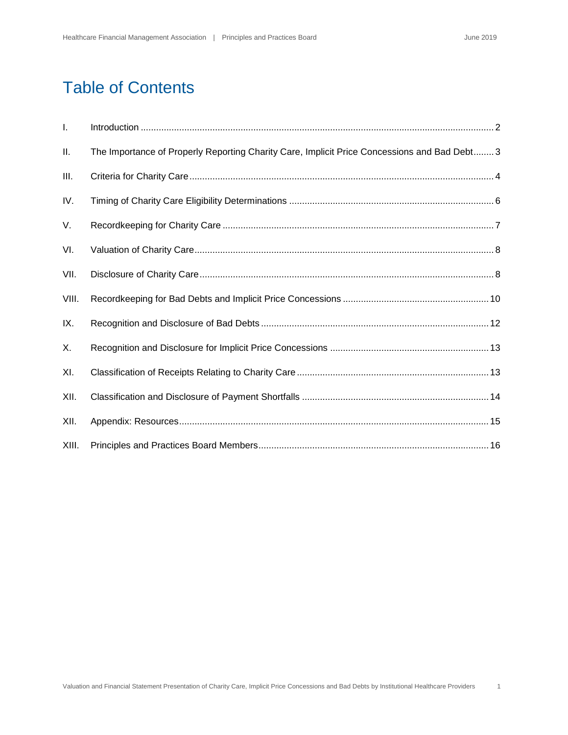# Table of Contents

| | | |
|---|---|---|
| I. | Introduction | 2 |
| II. | The Importance of Properly Reporting Charity Care, Implicit Price Concessions and Bad Debt | 3 |
| III. | Criteria for Charity Care | 4 |
| IV. | Timing of Charity Care Eligibility Determinations | 6 |
| V. | Recordkeeping for Charity Care | 7 |
| VI. | Valuation of Charity Care | 8 |
| VII. | Disclosure of Charity Care | 8 |
| VIII. | Recordkeeping for Bad Debts and Implicit Price Concessions | 10 |
| IX. | Recognition and Disclosure of Bad Debts | 12 |
| X. | Recognition and Disclosure for Implicit Price Concessions | 13 |
| XI. | Classification of Receipts Relating to Charity Care | 13 |
| XII. | Classification and Disclosure of Payment Shortfalls | 14 |
| XII. | Appendix: Resources | 15 |
| XIII. | Principles and Practices Board Members | 16 |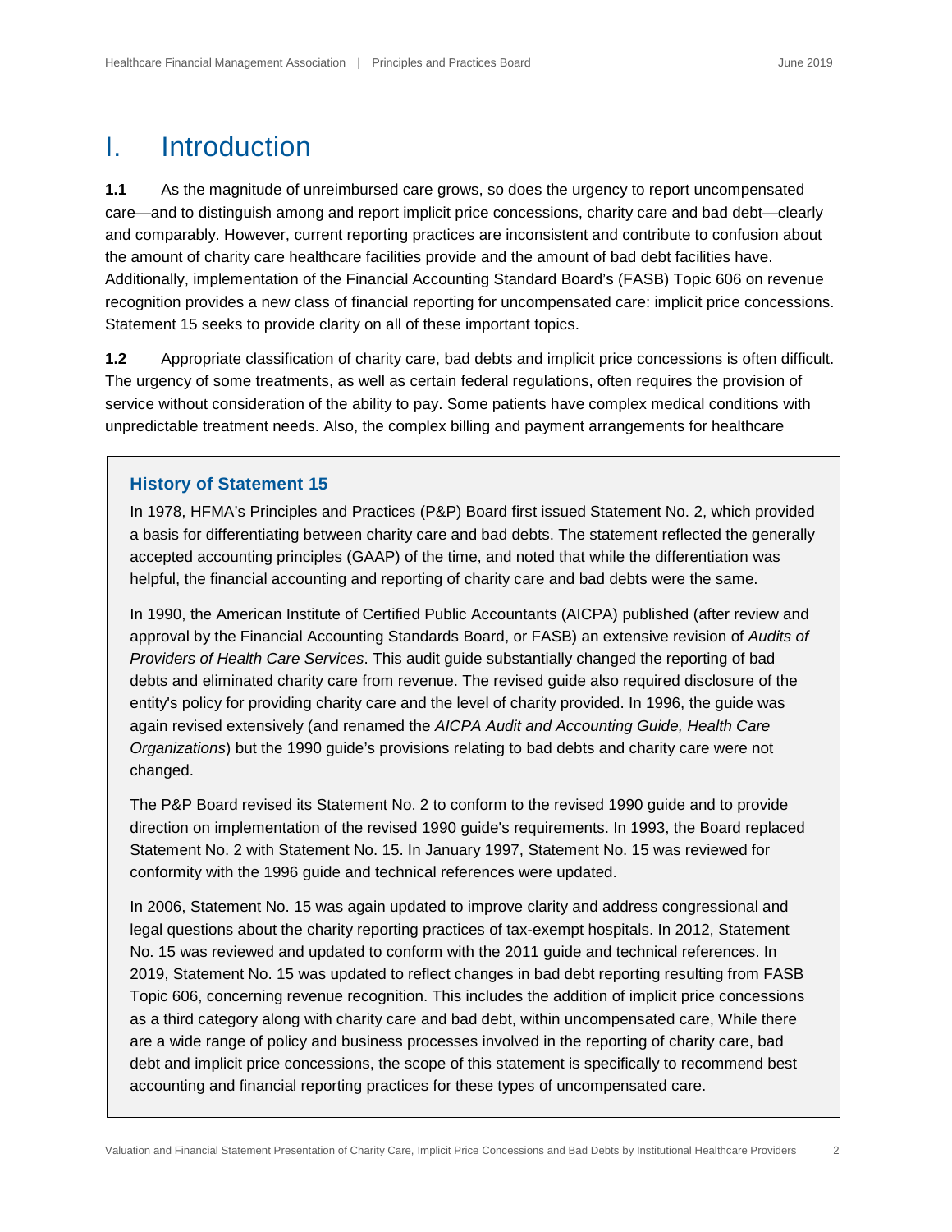# I. Introduction

**1.1** As the magnitude of unreimbursed care grows, so does the urgency to report uncompensated care—and to distinguish among and report implicit price concessions, charity care and bad debt—clearly and comparably. However, current reporting practices are inconsistent and contribute to confusion about the amount of charity care healthcare facilities provide and the amount of bad debt facilities have. Additionally, implementation of the Financial Accounting Standard Board's (FASB) Topic 606 on revenue recognition provides a new class of financial reporting for uncompensated care: implicit price concessions. Statement 15 seeks to provide clarity on all of these important topics.

**1.2** Appropriate classification of charity care, bad debts and implicit price concessions is often difficult. The urgency of some treatments, as well as certain federal regulations, often requires the provision of service without consideration of the ability to pay. Some patients have complex medical conditions with unpredictable treatment needs. Also, the complex billing and payment arrangements for healthcare

> ### History of Statement 15
>
> In 1978, HFMA's Principles and Practices (P&P) Board first issued Statement No. 2, which provided a basis for differentiating between charity care and bad debts. The statement reflected the generally accepted accounting principles (GAAP) of the time, and noted that while the differentiation was helpful, the financial accounting and reporting of charity care and bad debts were the same.
>
> In 1990, the American Institute of Certified Public Accountants (AICPA) published (after review and approval by the Financial Accounting Standards Board, or FASB) an extensive revision of *Audits of Providers of Health Care Services*. This audit guide substantially changed the reporting of bad debts and eliminated charity care from revenue. The revised guide also required disclosure of the entity's policy for providing charity care and the level of charity provided. In 1996, the guide was again revised extensively (and renamed the *AICPA Audit and Accounting Guide, Health Care Organizations*) but the 1990 guide's provisions relating to bad debts and charity care were not changed.
>
> The P&P Board revised its Statement No. 2 to conform to the revised 1990 guide and to provide direction on implementation of the revised 1990 guide's requirements. In 1993, the Board replaced Statement No. 2 with Statement No. 15. In January 1997, Statement No. 15 was reviewed for conformity with the 1996 guide and technical references were updated.
>
> In 2006, Statement No. 15 was again updated to improve clarity and address congressional and legal questions about the charity reporting practices of tax-exempt hospitals. In 2012, Statement No. 15 was reviewed and updated to conform with the 2011 guide and technical references. In 2019, Statement No. 15 was updated to reflect changes in bad debt reporting resulting from FASB Topic 606, concerning revenue recognition. This includes the addition of implicit price concessions as a third category along with charity care and bad debt, within uncompensated care, While there are a wide range of policy and business processes involved in the reporting of charity care, bad debt and implicit price concessions, the scope of this statement is specifically to recommend best accounting and financial reporting practices for these types of uncompensated care.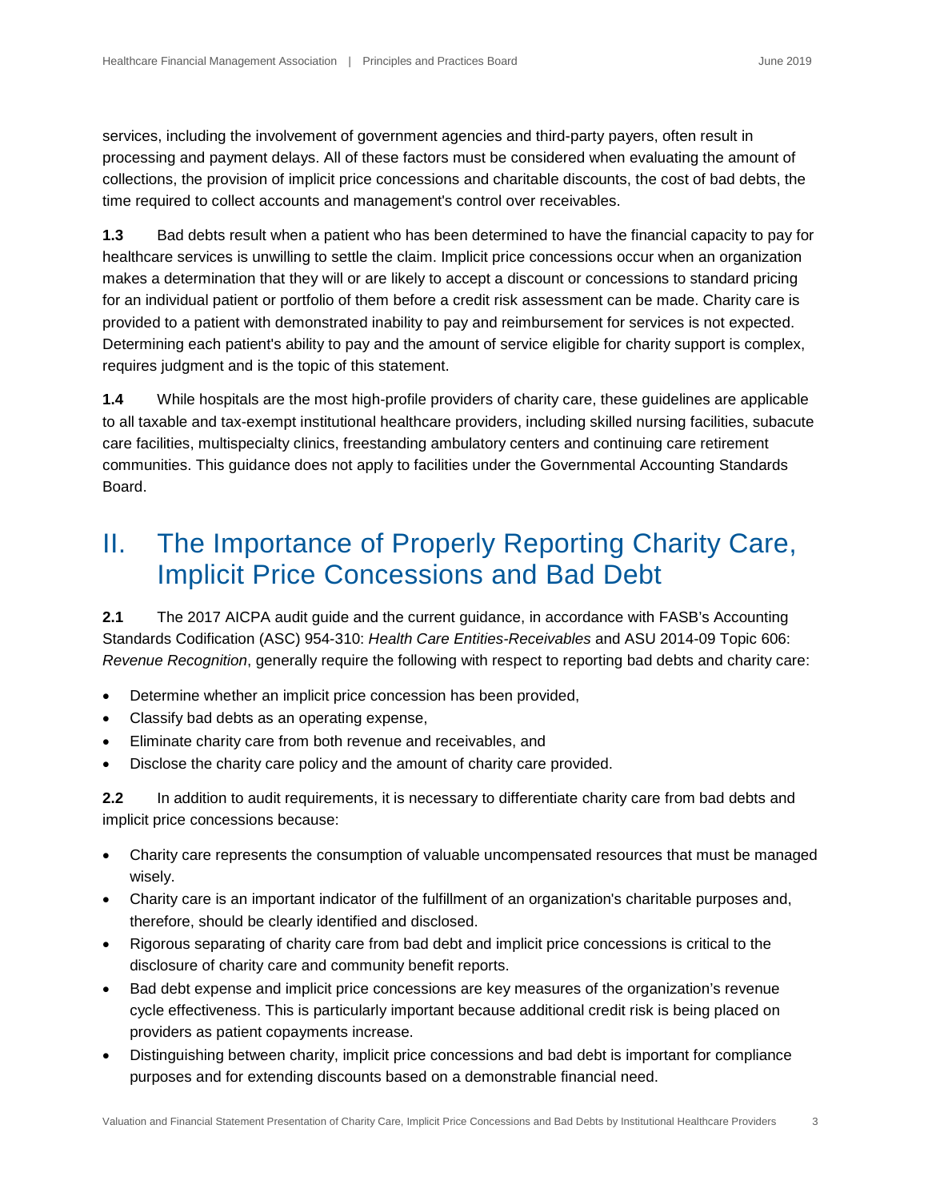services, including the involvement of government agencies and third-party payers, often result in processing and payment delays. All of these factors must be considered when evaluating the amount of collections, the provision of implicit price concessions and charitable discounts, the cost of bad debts, the time required to collect accounts and management's control over receivables.

**1.3** Bad debts result when a patient who has been determined to have the financial capacity to pay for healthcare services is unwilling to settle the claim. Implicit price concessions occur when an organization makes a determination that they will or are likely to accept a discount or concessions to standard pricing for an individual patient or portfolio of them before a credit risk assessment can be made. Charity care is provided to a patient with demonstrated inability to pay and reimbursement for services is not expected. Determining each patient's ability to pay and the amount of service eligible for charity support is complex, requires judgment and is the topic of this statement.

**1.4** While hospitals are the most high-profile providers of charity care, these guidelines are applicable to all taxable and tax-exempt institutional healthcare providers, including skilled nursing facilities, subacute care facilities, multispecialty clinics, freestanding ambulatory centers and continuing care retirement communities. This guidance does not apply to facilities under the Governmental Accounting Standards Board.

# II. The Importance of Properly Reporting Charity Care, Implicit Price Concessions and Bad Debt

**2.1** The 2017 AICPA audit guide and the current guidance, in accordance with FASB's Accounting Standards Codification (ASC) 954-310: *Health Care Entities-Receivables* and ASU 2014-09 Topic 606: *Revenue Recognition*, generally require the following with respect to reporting bad debts and charity care:

- Determine whether an implicit price concession has been provided,
- Classify bad debts as an operating expense,
- Eliminate charity care from both revenue and receivables, and
- Disclose the charity care policy and the amount of charity care provided.

**2.2** In addition to audit requirements, it is necessary to differentiate charity care from bad debts and implicit price concessions because:

- Charity care represents the consumption of valuable uncompensated resources that must be managed wisely.
- Charity care is an important indicator of the fulfillment of an organization's charitable purposes and, therefore, should be clearly identified and disclosed.
- Rigorous separating of charity care from bad debt and implicit price concessions is critical to the disclosure of charity care and community benefit reports.
- Bad debt expense and implicit price concessions are key measures of the organization's revenue cycle effectiveness. This is particularly important because additional credit risk is being placed on providers as patient copayments increase.
- Distinguishing between charity, implicit price concessions and bad debt is important for compliance purposes and for extending discounts based on a demonstrable financial need.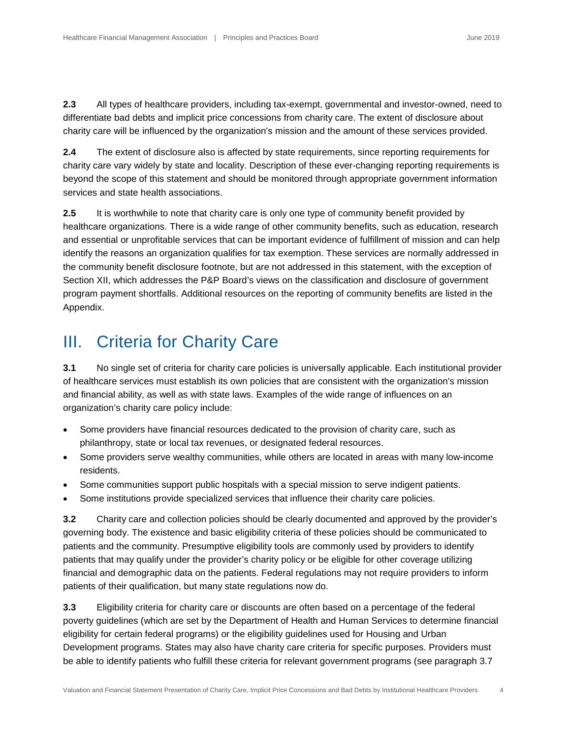**2.3** All types of healthcare providers, including tax-exempt, governmental and investor-owned, need to differentiate bad debts and implicit price concessions from charity care. The extent of disclosure about charity care will be influenced by the organization's mission and the amount of these services provided.

**2.4** The extent of disclosure also is affected by state requirements, since reporting requirements for charity care vary widely by state and locality. Description of these ever-changing reporting requirements is beyond the scope of this statement and should be monitored through appropriate government information services and state health associations.

**2.5** It is worthwhile to note that charity care is only one type of community benefit provided by healthcare organizations. There is a wide range of other community benefits, such as education, research and essential or unprofitable services that can be important evidence of fulfillment of mission and can help identify the reasons an organization qualifies for tax exemption. These services are normally addressed in the community benefit disclosure footnote, but are not addressed in this statement, with the exception of Section XII, which addresses the P&P Board's views on the classification and disclosure of government program payment shortfalls. Additional resources on the reporting of community benefits are listed in the Appendix.

## III. Criteria for Charity Care

**3.1** No single set of criteria for charity care policies is universally applicable. Each institutional provider of healthcare services must establish its own policies that are consistent with the organization's mission and financial ability, as well as with state laws. Examples of the wide range of influences on an organization's charity care policy include:

- Some providers have financial resources dedicated to the provision of charity care, such as philanthropy, state or local tax revenues, or designated federal resources.
- Some providers serve wealthy communities, while others are located in areas with many low-income residents.
- Some communities support public hospitals with a special mission to serve indigent patients.
- Some institutions provide specialized services that influence their charity care policies.

**3.2** Charity care and collection policies should be clearly documented and approved by the provider's governing body. The existence and basic eligibility criteria of these policies should be communicated to patients and the community. Presumptive eligibility tools are commonly used by providers to identify patients that may qualify under the provider's charity policy or be eligible for other coverage utilizing financial and demographic data on the patients. Federal regulations may not require providers to inform patients of their qualification, but many state regulations now do.

**3.3** Eligibility criteria for charity care or discounts are often based on a percentage of the federal poverty guidelines (which are set by the Department of Health and Human Services to determine financial eligibility for certain federal programs) or the eligibility guidelines used for Housing and Urban Development programs. States may also have charity care criteria for specific purposes. Providers must be able to identify patients who fulfill these criteria for relevant government programs (see paragraph 3.7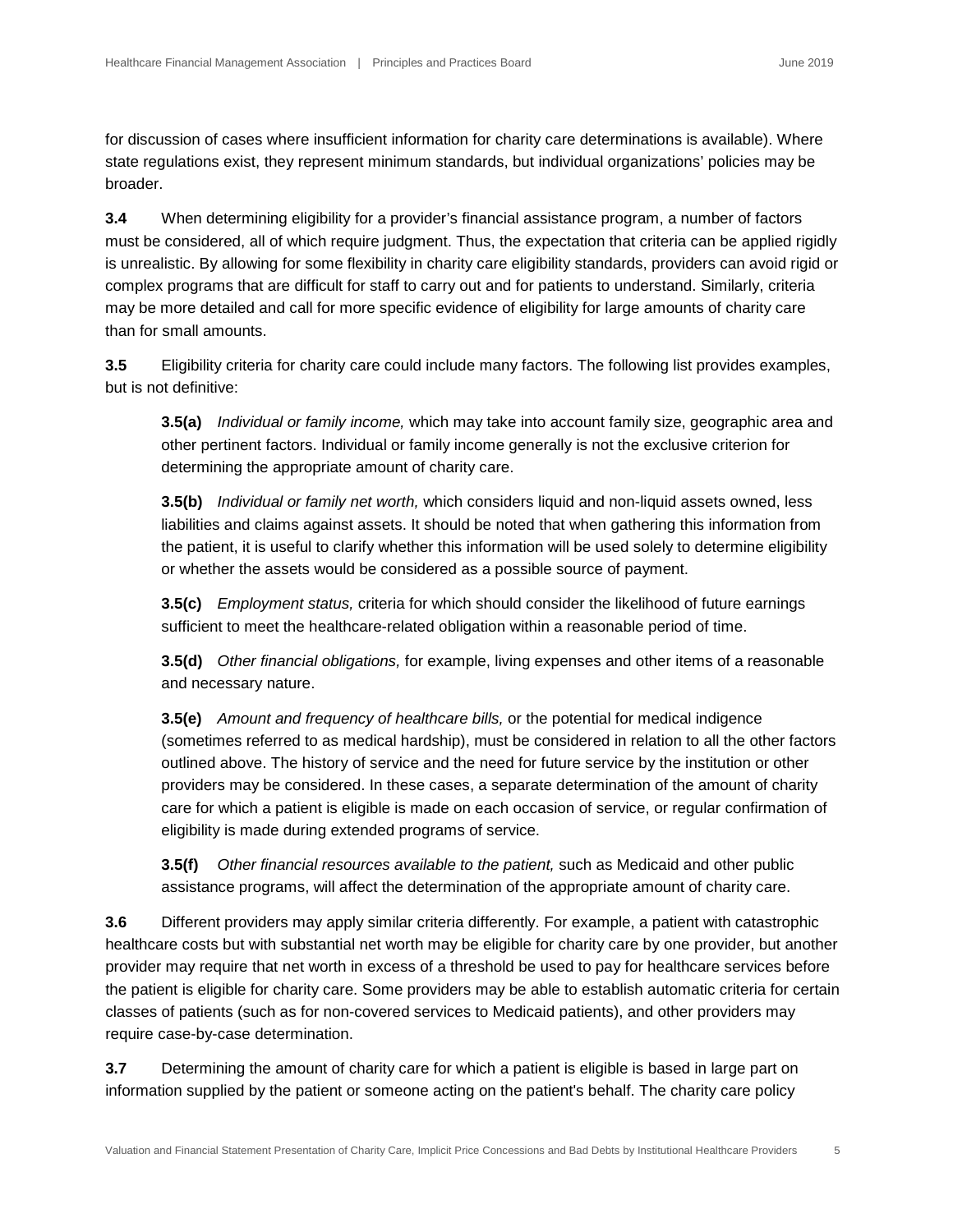for discussion of cases where insufficient information for charity care determinations is available). Where state regulations exist, they represent minimum standards, but individual organizations' policies may be broader.

**3.4** When determining eligibility for a provider's financial assistance program, a number of factors must be considered, all of which require judgment. Thus, the expectation that criteria can be applied rigidly is unrealistic. By allowing for some flexibility in charity care eligibility standards, providers can avoid rigid or complex programs that are difficult for staff to carry out and for patients to understand. Similarly, criteria may be more detailed and call for more specific evidence of eligibility for large amounts of charity care than for small amounts.

**3.5** Eligibility criteria for charity care could include many factors. The following list provides examples, but is not definitive:

> **3.5(a)** *Individual or family income,* which may take into account family size, geographic area and other pertinent factors. Individual or family income generally is not the exclusive criterion for determining the appropriate amount of charity care.
>
> **3.5(b)** *Individual or family net worth,* which considers liquid and non-liquid assets owned, less liabilities and claims against assets. It should be noted that when gathering this information from the patient, it is useful to clarify whether this information will be used solely to determine eligibility or whether the assets would be considered as a possible source of payment.
>
> **3.5(c)** *Employment status,* criteria for which should consider the likelihood of future earnings sufficient to meet the healthcare-related obligation within a reasonable period of time.
>
> **3.5(d)** *Other financial obligations,* for example, living expenses and other items of a reasonable and necessary nature.
>
> **3.5(e)** *Amount and frequency of healthcare bills,* or the potential for medical indigence (sometimes referred to as medical hardship), must be considered in relation to all the other factors outlined above. The history of service and the need for future service by the institution or other providers may be considered. In these cases, a separate determination of the amount of charity care for which a patient is eligible is made on each occasion of service, or regular confirmation of eligibility is made during extended programs of service.
>
> **3.5(f)** *Other financial resources available to the patient,* such as Medicaid and other public assistance programs, will affect the determination of the appropriate amount of charity care.

**3.6** Different providers may apply similar criteria differently. For example, a patient with catastrophic healthcare costs but with substantial net worth may be eligible for charity care by one provider, but another provider may require that net worth in excess of a threshold be used to pay for healthcare services before the patient is eligible for charity care. Some providers may be able to establish automatic criteria for certain classes of patients (such as for non-covered services to Medicaid patients), and other providers may require case-by-case determination.

**3.7** Determining the amount of charity care for which a patient is eligible is based in large part on information supplied by the patient or someone acting on the patient's behalf. The charity care policy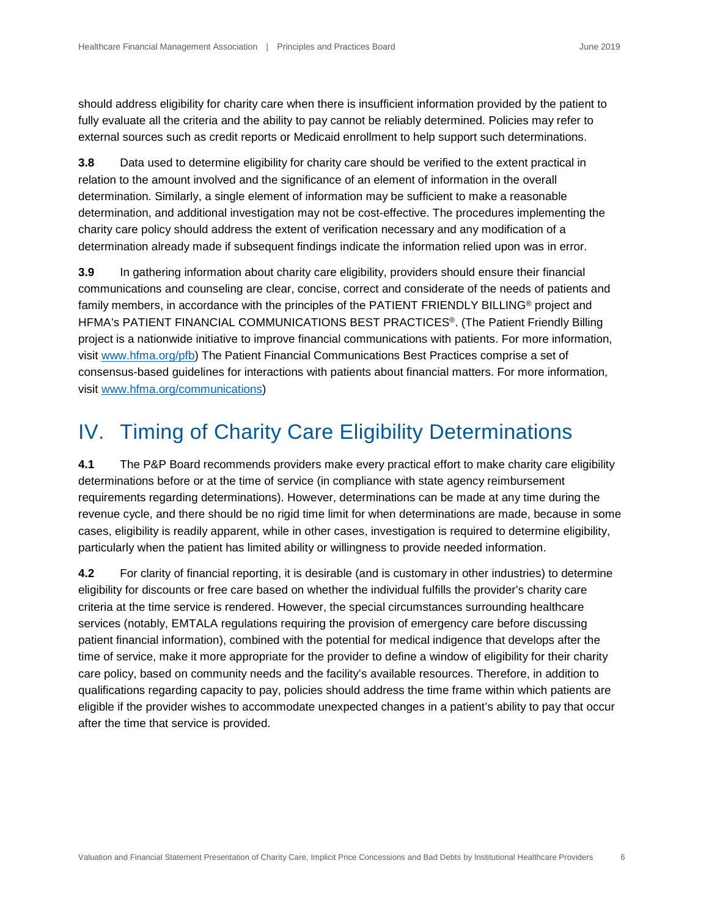should address eligibility for charity care when there is insufficient information provided by the patient to fully evaluate all the criteria and the ability to pay cannot be reliably determined. Policies may refer to external sources such as credit reports or Medicaid enrollment to help support such determinations.

**3.8** Data used to determine eligibility for charity care should be verified to the extent practical in relation to the amount involved and the significance of an element of information in the overall determination. Similarly, a single element of information may be sufficient to make a reasonable determination, and additional investigation may not be cost-effective. The procedures implementing the charity care policy should address the extent of verification necessary and any modification of a determination already made if subsequent findings indicate the information relied upon was in error.

**3.9** In gathering information about charity care eligibility, providers should ensure their financial communications and counseling are clear, concise, correct and considerate of the needs of patients and family members, in accordance with the principles of the PATIENT FRIENDLY BILLING® project and HFMA's PATIENT FINANCIAL COMMUNICATIONS BEST PRACTICES®. (The Patient Friendly Billing project is a nationwide initiative to improve financial communications with patients. For more information, visit [www.hfma.org/pfb](www.hfma.org/pfb)) The Patient Financial Communications Best Practices comprise a set of consensus-based guidelines for interactions with patients about financial matters. For more information, visit [www.hfma.org/communications](www.hfma.org/communications))

# IV. Timing of Charity Care Eligibility Determinations

**4.1** The P&P Board recommends providers make every practical effort to make charity care eligibility determinations before or at the time of service (in compliance with state agency reimbursement requirements regarding determinations). However, determinations can be made at any time during the revenue cycle, and there should be no rigid time limit for when determinations are made, because in some cases, eligibility is readily apparent, while in other cases, investigation is required to determine eligibility, particularly when the patient has limited ability or willingness to provide needed information.

**4.2** For clarity of financial reporting, it is desirable (and is customary in other industries) to determine eligibility for discounts or free care based on whether the individual fulfills the provider's charity care criteria at the time service is rendered. However, the special circumstances surrounding healthcare services (notably, EMTALA regulations requiring the provision of emergency care before discussing patient financial information), combined with the potential for medical indigence that develops after the time of service, make it more appropriate for the provider to define a window of eligibility for their charity care policy, based on community needs and the facility's available resources. Therefore, in addition to qualifications regarding capacity to pay, policies should address the time frame within which patients are eligible if the provider wishes to accommodate unexpected changes in a patient's ability to pay that occur after the time that service is provided.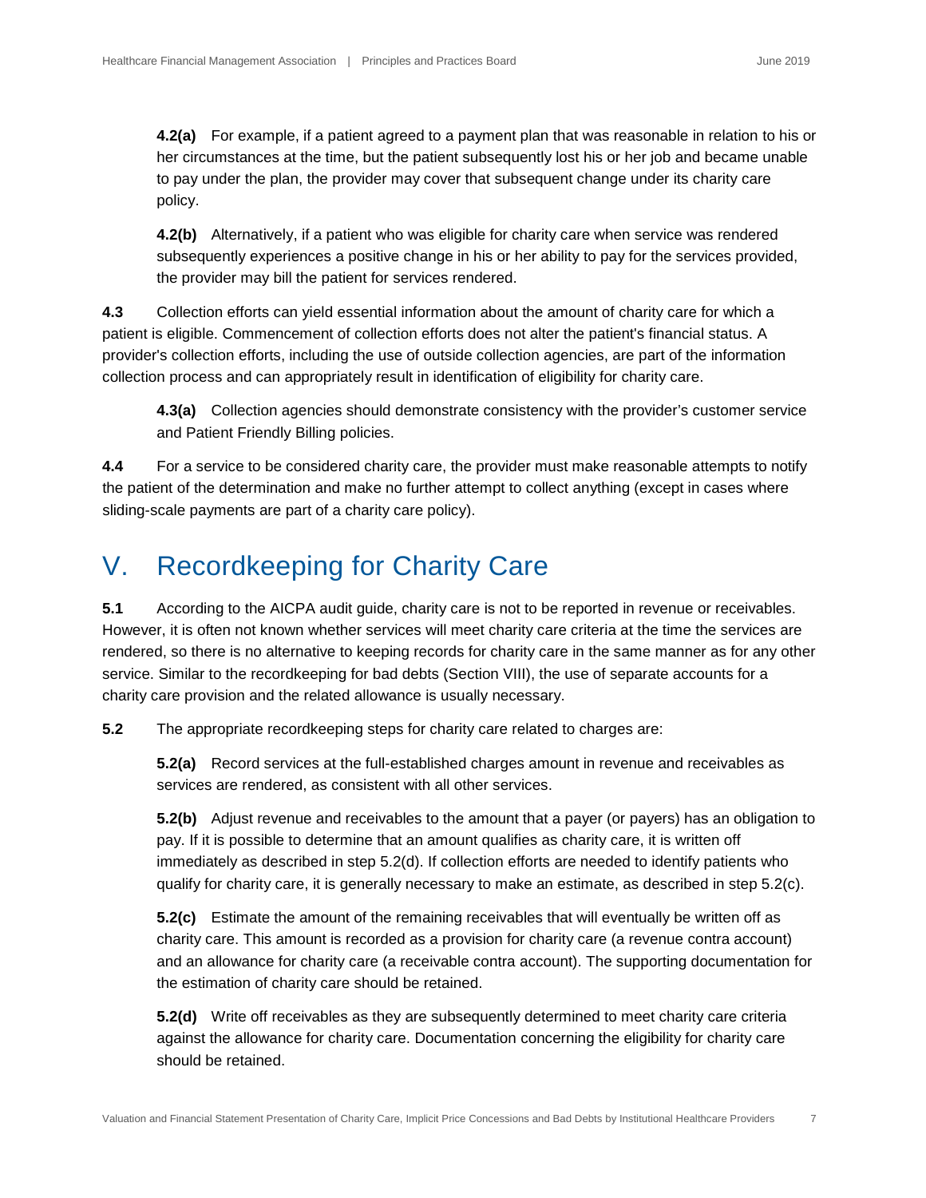**4.2(a)** For example, if a patient agreed to a payment plan that was reasonable in relation to his or her circumstances at the time, but the patient subsequently lost his or her job and became unable to pay under the plan, the provider may cover that subsequent change under its charity care policy.

**4.2(b)** Alternatively, if a patient who was eligible for charity care when service was rendered subsequently experiences a positive change in his or her ability to pay for the services provided, the provider may bill the patient for services rendered.

**4.3** Collection efforts can yield essential information about the amount of charity care for which a patient is eligible. Commencement of collection efforts does not alter the patient's financial status. A provider's collection efforts, including the use of outside collection agencies, are part of the information collection process and can appropriately result in identification of eligibility for charity care.

**4.3(a)** Collection agencies should demonstrate consistency with the provider's customer service and Patient Friendly Billing policies.

**4.4** For a service to be considered charity care, the provider must make reasonable attempts to notify the patient of the determination and make no further attempt to collect anything (except in cases where sliding-scale payments are part of a charity care policy).

# V. Recordkeeping for Charity Care

**5.1** According to the AICPA audit guide, charity care is not to be reported in revenue or receivables. However, it is often not known whether services will meet charity care criteria at the time the services are rendered, so there is no alternative to keeping records for charity care in the same manner as for any other service. Similar to the recordkeeping for bad debts (Section VIII), the use of separate accounts for a charity care provision and the related allowance is usually necessary.

**5.2** The appropriate recordkeeping steps for charity care related to charges are:

**5.2(a)** Record services at the full-established charges amount in revenue and receivables as services are rendered, as consistent with all other services.

**5.2(b)** Adjust revenue and receivables to the amount that a payer (or payers) has an obligation to pay. If it is possible to determine that an amount qualifies as charity care, it is written off immediately as described in step 5.2(d). If collection efforts are needed to identify patients who qualify for charity care, it is generally necessary to make an estimate, as described in step 5.2(c).

**5.2(c)** Estimate the amount of the remaining receivables that will eventually be written off as charity care. This amount is recorded as a provision for charity care (a revenue contra account) and an allowance for charity care (a receivable contra account). The supporting documentation for the estimation of charity care should be retained.

**5.2(d)** Write off receivables as they are subsequently determined to meet charity care criteria against the allowance for charity care. Documentation concerning the eligibility for charity care should be retained.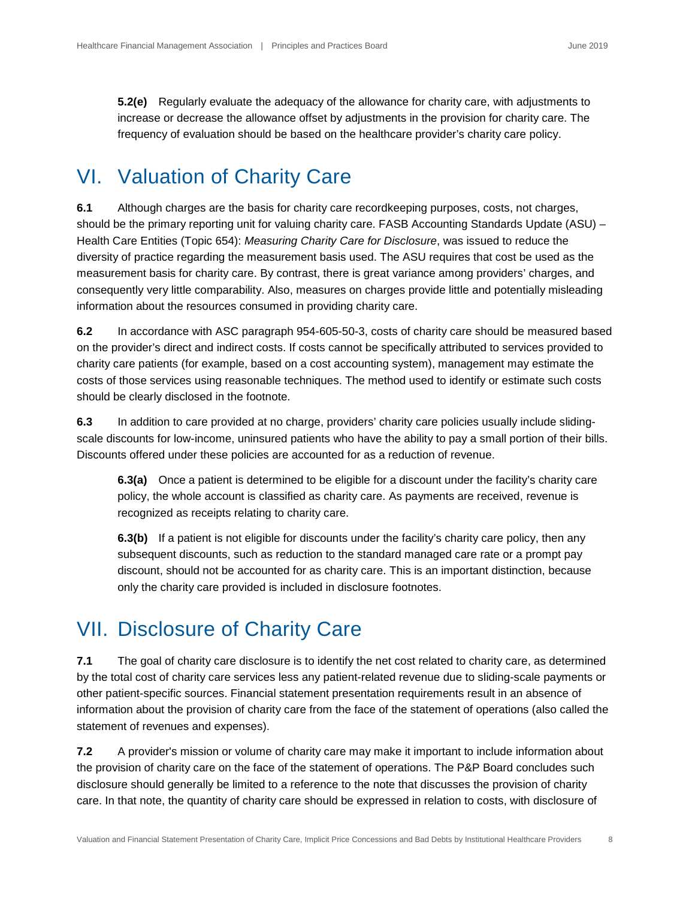**5.2(e)** Regularly evaluate the adequacy of the allowance for charity care, with adjustments to increase or decrease the allowance offset by adjustments in the provision for charity care. The frequency of evaluation should be based on the healthcare provider's charity care policy.

## VI. Valuation of Charity Care

**6.1** Although charges are the basis for charity care recordkeeping purposes, costs, not charges, should be the primary reporting unit for valuing charity care. FASB Accounting Standards Update (ASU) – Health Care Entities (Topic 654): *Measuring Charity Care for Disclosure*, was issued to reduce the diversity of practice regarding the measurement basis used. The ASU requires that cost be used as the measurement basis for charity care. By contrast, there is great variance among providers' charges, and consequently very little comparability. Also, measures on charges provide little and potentially misleading information about the resources consumed in providing charity care.

**6.2** In accordance with ASC paragraph 954-605-50-3, costs of charity care should be measured based on the provider's direct and indirect costs. If costs cannot be specifically attributed to services provided to charity care patients (for example, based on a cost accounting system), management may estimate the costs of those services using reasonable techniques. The method used to identify or estimate such costs should be clearly disclosed in the footnote.

**6.3** In addition to care provided at no charge, providers' charity care policies usually include sliding-scale discounts for low-income, uninsured patients who have the ability to pay a small portion of their bills. Discounts offered under these policies are accounted for as a reduction of revenue.

**6.3(a)** Once a patient is determined to be eligible for a discount under the facility's charity care policy, the whole account is classified as charity care. As payments are received, revenue is recognized as receipts relating to charity care.

**6.3(b)** If a patient is not eligible for discounts under the facility's charity care policy, then any subsequent discounts, such as reduction to the standard managed care rate or a prompt pay discount, should not be accounted for as charity care. This is an important distinction, because only the charity care provided is included in disclosure footnotes.

## VII. Disclosure of Charity Care

**7.1** The goal of charity care disclosure is to identify the net cost related to charity care, as determined by the total cost of charity care services less any patient-related revenue due to sliding-scale payments or other patient-specific sources. Financial statement presentation requirements result in an absence of information about the provision of charity care from the face of the statement of operations (also called the statement of revenues and expenses).

**7.2** A provider's mission or volume of charity care may make it important to include information about the provision of charity care on the face of the statement of operations. The P&P Board concludes such disclosure should generally be limited to a reference to the note that discusses the provision of charity care. In that note, the quantity of charity care should be expressed in relation to costs, with disclosure of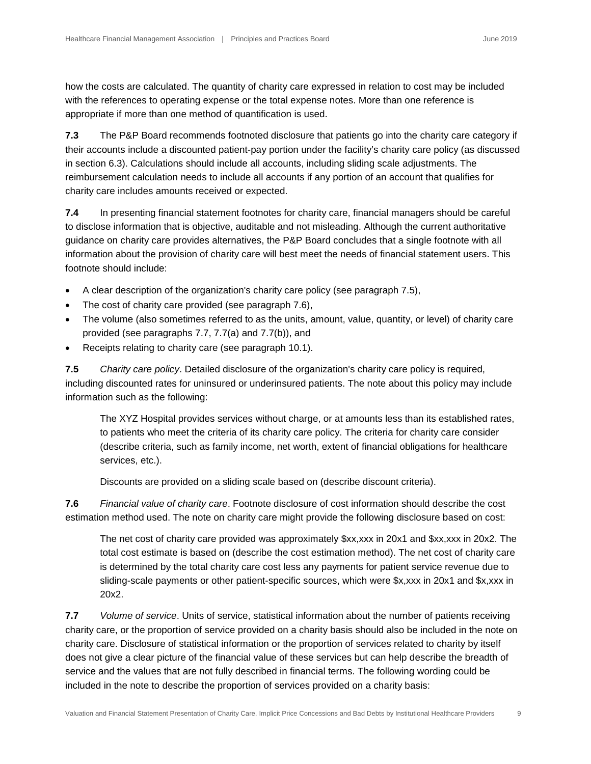how the costs are calculated. The quantity of charity care expressed in relation to cost may be included with the references to operating expense or the total expense notes. More than one reference is appropriate if more than one method of quantification is used.

**7.3** The P&P Board recommends footnoted disclosure that patients go into the charity care category if their accounts include a discounted patient-pay portion under the facility's charity care policy (as discussed in section 6.3). Calculations should include all accounts, including sliding scale adjustments. The reimbursement calculation needs to include all accounts if any portion of an account that qualifies for charity care includes amounts received or expected.

**7.4** In presenting financial statement footnotes for charity care, financial managers should be careful to disclose information that is objective, auditable and not misleading. Although the current authoritative guidance on charity care provides alternatives, the P&P Board concludes that a single footnote with all information about the provision of charity care will best meet the needs of financial statement users. This footnote should include:

- A clear description of the organization's charity care policy (see paragraph 7.5),
- The cost of charity care provided (see paragraph 7.6),
- The volume (also sometimes referred to as the units, amount, value, quantity, or level) of charity care provided (see paragraphs 7.7, 7.7(a) and 7.7(b)), and
- Receipts relating to charity care (see paragraph 10.1).

**7.5** *Charity care policy*. Detailed disclosure of the organization's charity care policy is required, including discounted rates for uninsured or underinsured patients. The note about this policy may include information such as the following:

> The XYZ Hospital provides services without charge, or at amounts less than its established rates, to patients who meet the criteria of its charity care policy. The criteria for charity care consider (describe criteria, such as family income, net worth, extent of financial obligations for healthcare services, etc.).
>
> Discounts are provided on a sliding scale based on (describe discount criteria).

**7.6** *Financial value of charity care*. Footnote disclosure of cost information should describe the cost estimation method used. The note on charity care might provide the following disclosure based on cost:

> The net cost of charity care provided was approximately $xx,xxx in 20x1 and $xx,xxx in 20x2. The total cost estimate is based on (describe the cost estimation method). The net cost of charity care is determined by the total charity care cost less any payments for patient service revenue due to sliding-scale payments or other patient-specific sources, which were $x,xxx in 20x1 and $x,xxx in 20x2.

**7.7** *Volume of service*. Units of service, statistical information about the number of patients receiving charity care, or the proportion of service provided on a charity basis should also be included in the note on charity care. Disclosure of statistical information or the proportion of services related to charity by itself does not give a clear picture of the financial value of these services but can help describe the breadth of service and the values that are not fully described in financial terms. The following wording could be included in the note to describe the proportion of services provided on a charity basis: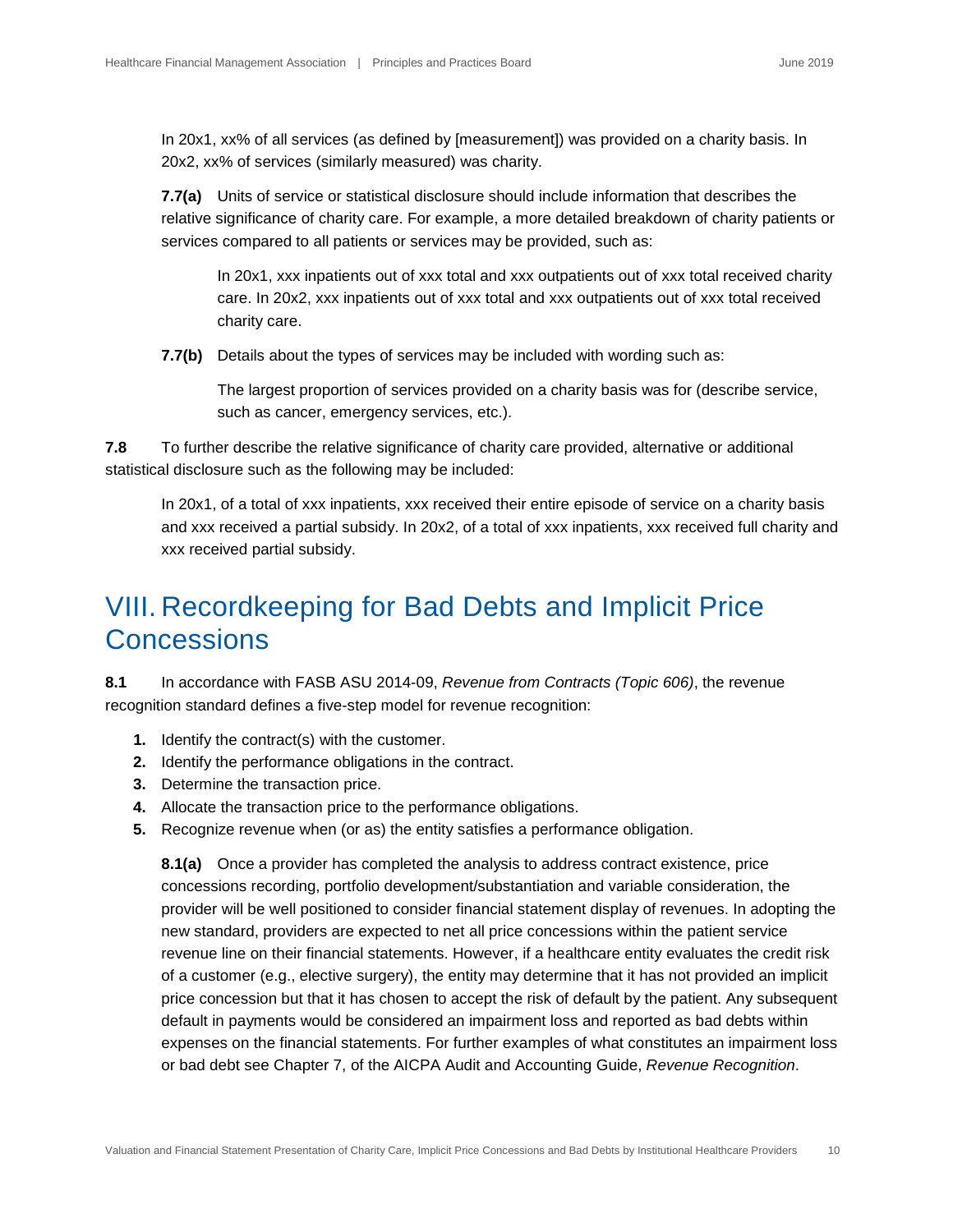In 20x1, xx% of all services (as defined by [measurement]) was provided on a charity basis. In 20x2, xx% of services (similarly measured) was charity.

**7.7(a)** Units of service or statistical disclosure should include information that describes the relative significance of charity care. For example, a more detailed breakdown of charity patients or services compared to all patients or services may be provided, such as:

> In 20x1, xxx inpatients out of xxx total and xxx outpatients out of xxx total received charity care. In 20x2, xxx inpatients out of xxx total and xxx outpatients out of xxx total received charity care.

**7.7(b)** Details about the types of services may be included with wording such as:

> The largest proportion of services provided on a charity basis was for (describe service, such as cancer, emergency services, etc.).

**7.8** To further describe the relative significance of charity care provided, alternative or additional statistical disclosure such as the following may be included:

> In 20x1, of a total of xxx inpatients, xxx received their entire episode of service on a charity basis and xxx received a partial subsidy. In 20x2, of a total of xxx inpatients, xxx received full charity and xxx received partial subsidy.

# VIII. Recordkeeping for Bad Debts and Implicit Price Concessions

**8.1** In accordance with FASB ASU 2014-09, *Revenue from Contracts (Topic 606)*, the revenue recognition standard defines a five-step model for revenue recognition:

1. Identify the contract(s) with the customer.
2. Identify the performance obligations in the contract.
3. Determine the transaction price.
4. Allocate the transaction price to the performance obligations.
5. Recognize revenue when (or as) the entity satisfies a performance obligation.

**8.1(a)** Once a provider has completed the analysis to address contract existence, price concessions recording, portfolio development/substantiation and variable consideration, the provider will be well positioned to consider financial statement display of revenues. In adopting the new standard, providers are expected to net all price concessions within the patient service revenue line on their financial statements. However, if a healthcare entity evaluates the credit risk of a customer (e.g., elective surgery), the entity may determine that it has not provided an implicit price concession but that it has chosen to accept the risk of default by the patient. Any subsequent default in payments would be considered an impairment loss and reported as bad debts within expenses on the financial statements. For further examples of what constitutes an impairment loss or bad debt see Chapter 7, of the AICPA Audit and Accounting Guide, *Revenue Recognition*.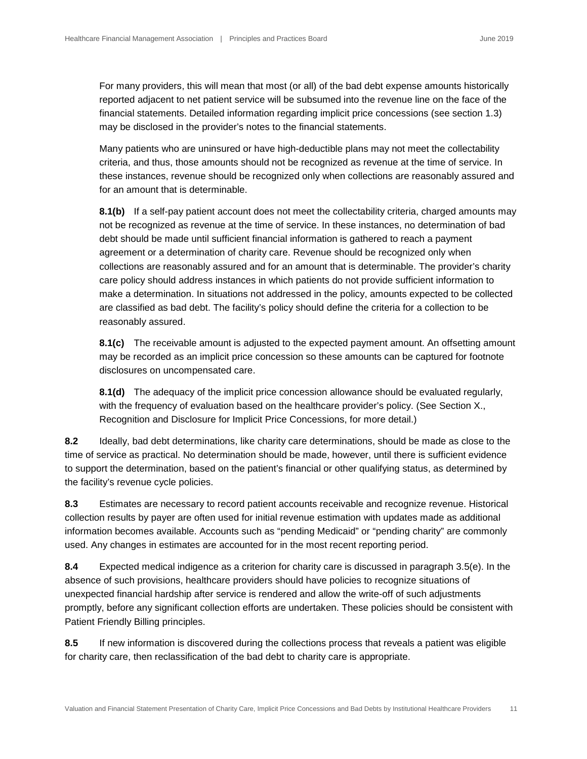For many providers, this will mean that most (or all) of the bad debt expense amounts historically reported adjacent to net patient service will be subsumed into the revenue line on the face of the financial statements. Detailed information regarding implicit price concessions (see section 1.3) may be disclosed in the provider's notes to the financial statements.

Many patients who are uninsured or have high-deductible plans may not meet the collectability criteria, and thus, those amounts should not be recognized as revenue at the time of service. In these instances, revenue should be recognized only when collections are reasonably assured and for an amount that is determinable.

**8.1(b)** If a self-pay patient account does not meet the collectability criteria, charged amounts may not be recognized as revenue at the time of service. In these instances, no determination of bad debt should be made until sufficient financial information is gathered to reach a payment agreement or a determination of charity care. Revenue should be recognized only when collections are reasonably assured and for an amount that is determinable. The provider's charity care policy should address instances in which patients do not provide sufficient information to make a determination. In situations not addressed in the policy, amounts expected to be collected are classified as bad debt. The facility's policy should define the criteria for a collection to be reasonably assured.

**8.1(c)** The receivable amount is adjusted to the expected payment amount. An offsetting amount may be recorded as an implicit price concession so these amounts can be captured for footnote disclosures on uncompensated care.

**8.1(d)** The adequacy of the implicit price concession allowance should be evaluated regularly, with the frequency of evaluation based on the healthcare provider's policy. (See Section X., Recognition and Disclosure for Implicit Price Concessions, for more detail.)

**8.2** Ideally, bad debt determinations, like charity care determinations, should be made as close to the time of service as practical. No determination should be made, however, until there is sufficient evidence to support the determination, based on the patient's financial or other qualifying status, as determined by the facility's revenue cycle policies.

**8.3** Estimates are necessary to record patient accounts receivable and recognize revenue. Historical collection results by payer are often used for initial revenue estimation with updates made as additional information becomes available. Accounts such as "pending Medicaid" or "pending charity" are commonly used. Any changes in estimates are accounted for in the most recent reporting period.

**8.4** Expected medical indigence as a criterion for charity care is discussed in paragraph 3.5(e). In the absence of such provisions, healthcare providers should have policies to recognize situations of unexpected financial hardship after service is rendered and allow the write-off of such adjustments promptly, before any significant collection efforts are undertaken. These policies should be consistent with Patient Friendly Billing principles.

**8.5** If new information is discovered during the collections process that reveals a patient was eligible for charity care, then reclassification of the bad debt to charity care is appropriate.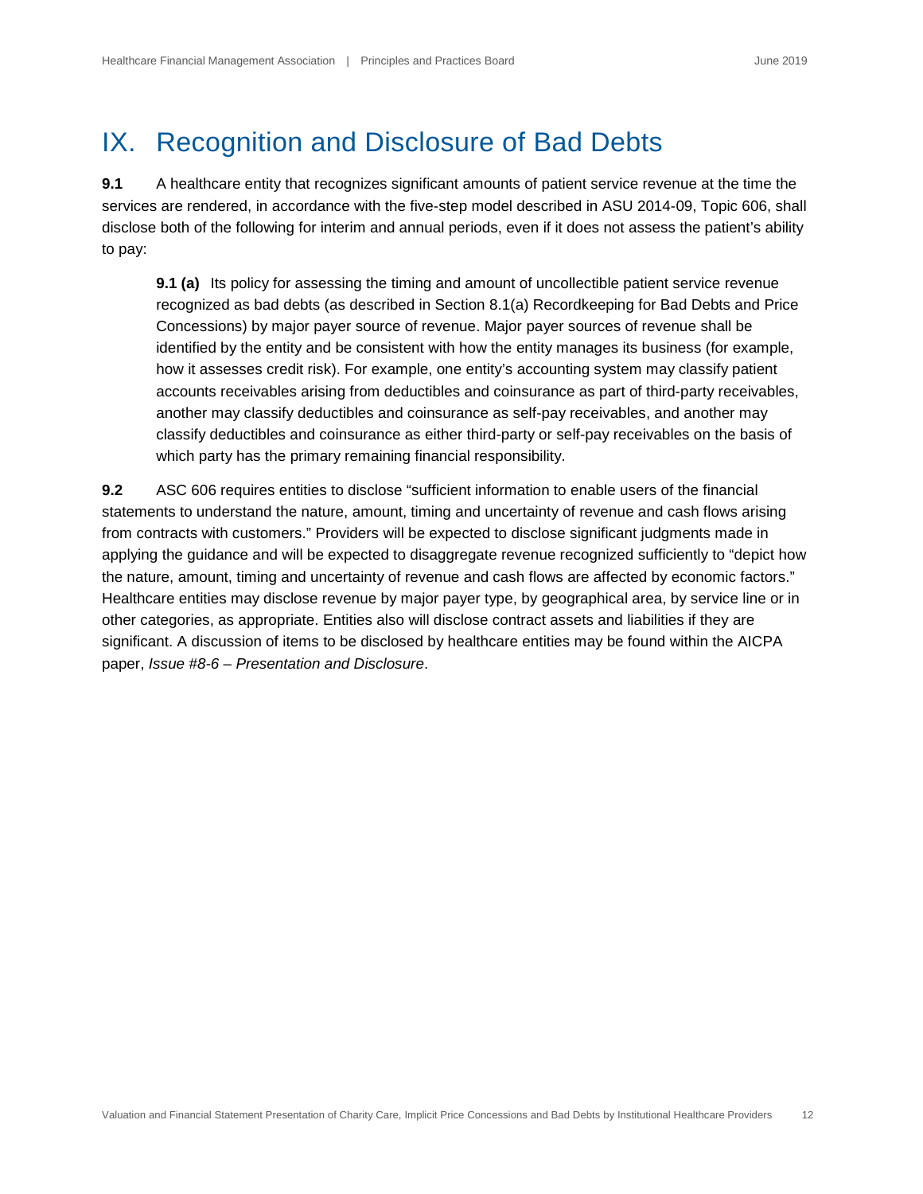# IX. Recognition and Disclosure of Bad Debts

**9.1** A healthcare entity that recognizes significant amounts of patient service revenue at the time the services are rendered, in accordance with the five-step model described in ASU 2014-09, Topic 606, shall disclose both of the following for interim and annual periods, even if it does not assess the patient's ability to pay:

> **9.1 (a)** Its policy for assessing the timing and amount of uncollectible patient service revenue recognized as bad debts (as described in Section 8.1(a) Recordkeeping for Bad Debts and Price Concessions) by major payer source of revenue. Major payer sources of revenue shall be identified by the entity and be consistent with how the entity manages its business (for example, how it assesses credit risk). For example, one entity's accounting system may classify patient accounts receivables arising from deductibles and coinsurance as part of third-party receivables, another may classify deductibles and coinsurance as self-pay receivables, and another may classify deductibles and coinsurance as either third-party or self-pay receivables on the basis of which party has the primary remaining financial responsibility.

**9.2** ASC 606 requires entities to disclose "sufficient information to enable users of the financial statements to understand the nature, amount, timing and uncertainty of revenue and cash flows arising from contracts with customers." Providers will be expected to disclose significant judgments made in applying the guidance and will be expected to disaggregate revenue recognized sufficiently to "depict how the nature, amount, timing and uncertainty of revenue and cash flows are affected by economic factors." Healthcare entities may disclose revenue by major payer type, by geographical area, by service line or in other categories, as appropriate. Entities also will disclose contract assets and liabilities if they are significant. A discussion of items to be disclosed by healthcare entities may be found within the AICPA paper, *Issue #8-6 – Presentation and Disclosure*.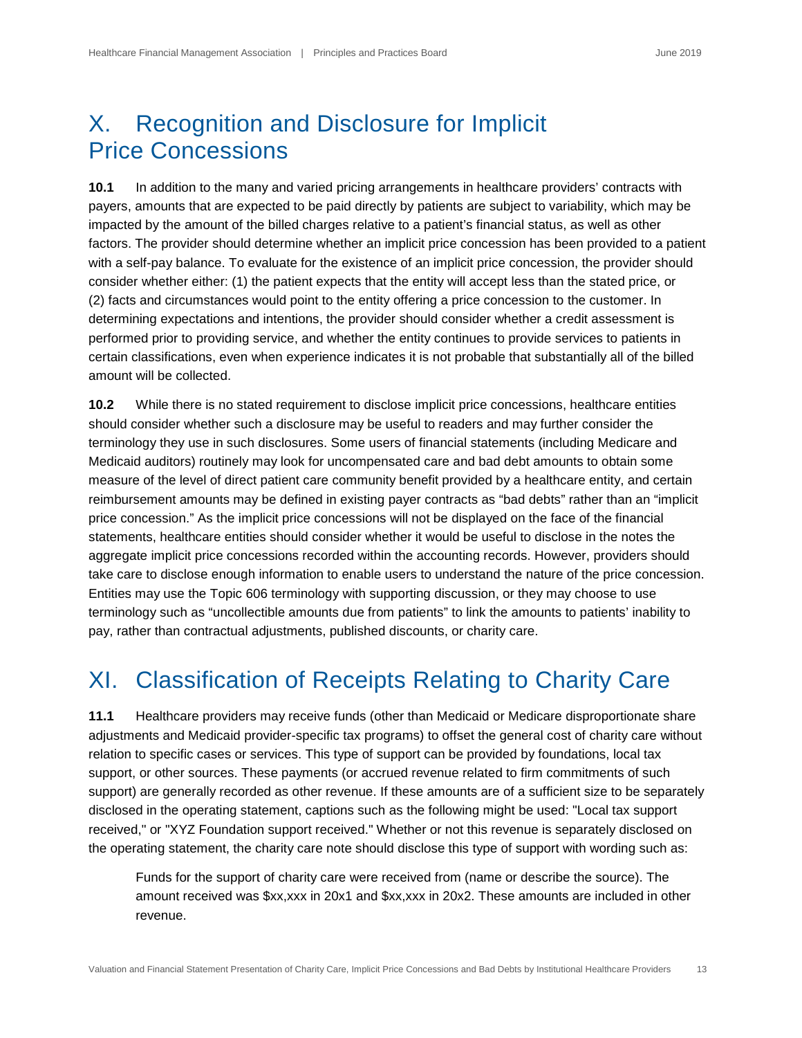# X. Recognition and Disclosure for Implicit Price Concessions

**10.1** In addition to the many and varied pricing arrangements in healthcare providers' contracts with payers, amounts that are expected to be paid directly by patients are subject to variability, which may be impacted by the amount of the billed charges relative to a patient's financial status, as well as other factors. The provider should determine whether an implicit price concession has been provided to a patient with a self-pay balance. To evaluate for the existence of an implicit price concession, the provider should consider whether either: (1) the patient expects that the entity will accept less than the stated price, or (2) facts and circumstances would point to the entity offering a price concession to the customer. In determining expectations and intentions, the provider should consider whether a credit assessment is performed prior to providing service, and whether the entity continues to provide services to patients in certain classifications, even when experience indicates it is not probable that substantially all of the billed amount will be collected.

**10.2** While there is no stated requirement to disclose implicit price concessions, healthcare entities should consider whether such a disclosure may be useful to readers and may further consider the terminology they use in such disclosures. Some users of financial statements (including Medicare and Medicaid auditors) routinely may look for uncompensated care and bad debt amounts to obtain some measure of the level of direct patient care community benefit provided by a healthcare entity, and certain reimbursement amounts may be defined in existing payer contracts as "bad debts" rather than an "implicit price concession." As the implicit price concessions will not be displayed on the face of the financial statements, healthcare entities should consider whether it would be useful to disclose in the notes the aggregate implicit price concessions recorded within the accounting records. However, providers should take care to disclose enough information to enable users to understand the nature of the price concession. Entities may use the Topic 606 terminology with supporting discussion, or they may choose to use terminology such as "uncollectible amounts due from patients" to link the amounts to patients' inability to pay, rather than contractual adjustments, published discounts, or charity care.

# XI. Classification of Receipts Relating to Charity Care

**11.1** Healthcare providers may receive funds (other than Medicaid or Medicare disproportionate share adjustments and Medicaid provider-specific tax programs) to offset the general cost of charity care without relation to specific cases or services. This type of support can be provided by foundations, local tax support, or other sources. These payments (or accrued revenue related to firm commitments of such support) are generally recorded as other revenue. If these amounts are of a sufficient size to be separately disclosed in the operating statement, captions such as the following might be used: "Local tax support received," or "XYZ Foundation support received." Whether or not this revenue is separately disclosed on the operating statement, the charity care note should disclose this type of support with wording such as:

> Funds for the support of charity care were received from (name or describe the source). The amount received was $xx,xxx in 20x1 and $xx,xxx in 20x2. These amounts are included in other revenue.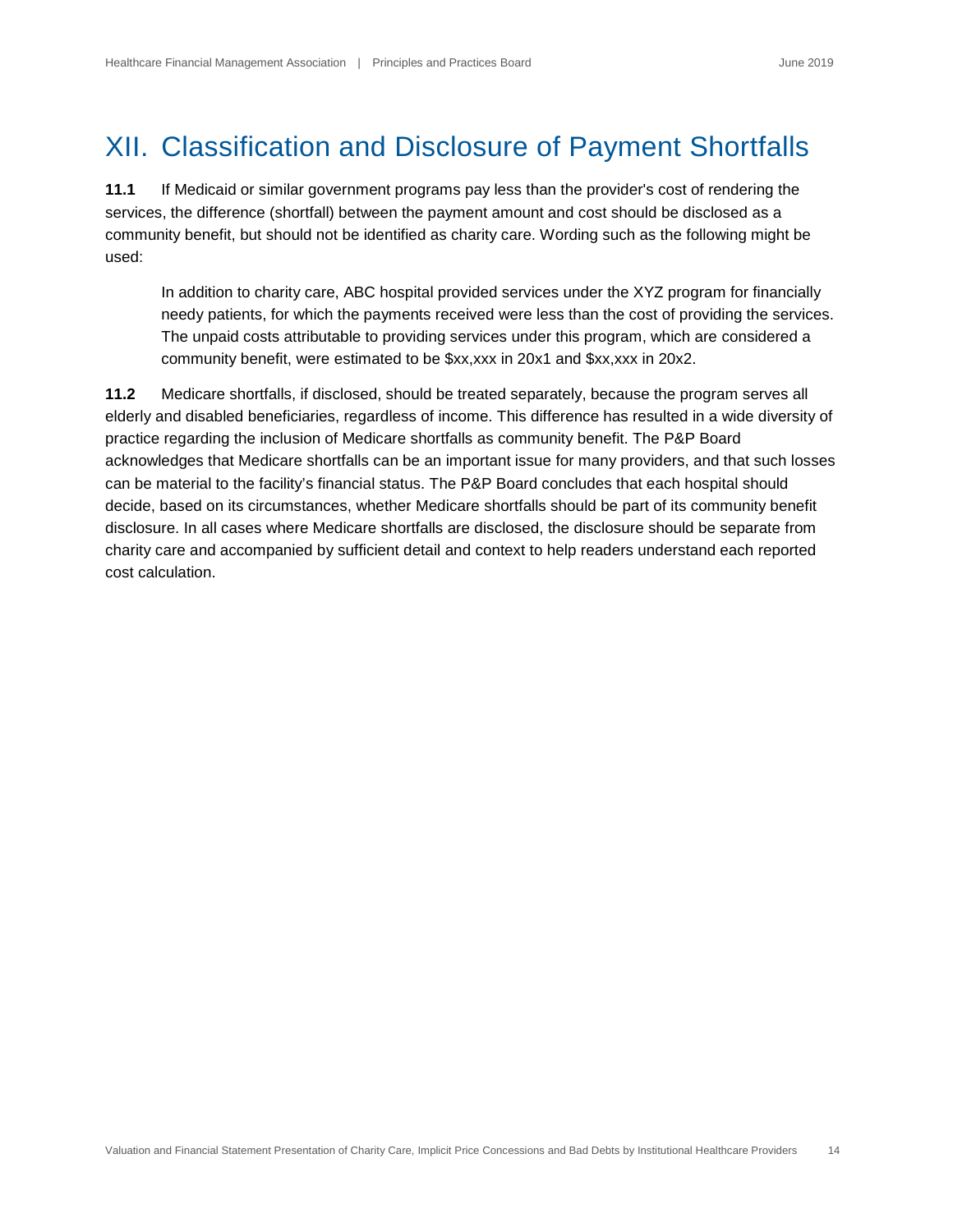# XII. Classification and Disclosure of Payment Shortfalls

**11.1** If Medicaid or similar government programs pay less than the provider's cost of rendering the services, the difference (shortfall) between the payment amount and cost should be disclosed as a community benefit, but should not be identified as charity care. Wording such as the following might be used:

> In addition to charity care, ABC hospital provided services under the XYZ program for financially needy patients, for which the payments received were less than the cost of providing the services. The unpaid costs attributable to providing services under this program, which are considered a community benefit, were estimated to be $xx,xxx in 20x1 and $xx,xxx in 20x2.

**11.2** Medicare shortfalls, if disclosed, should be treated separately, because the program serves all elderly and disabled beneficiaries, regardless of income. This difference has resulted in a wide diversity of practice regarding the inclusion of Medicare shortfalls as community benefit. The P&P Board acknowledges that Medicare shortfalls can be an important issue for many providers, and that such losses can be material to the facility's financial status. The P&P Board concludes that each hospital should decide, based on its circumstances, whether Medicare shortfalls should be part of its community benefit disclosure. In all cases where Medicare shortfalls are disclosed, the disclosure should be separate from charity care and accompanied by sufficient detail and context to help readers understand each reported cost calculation.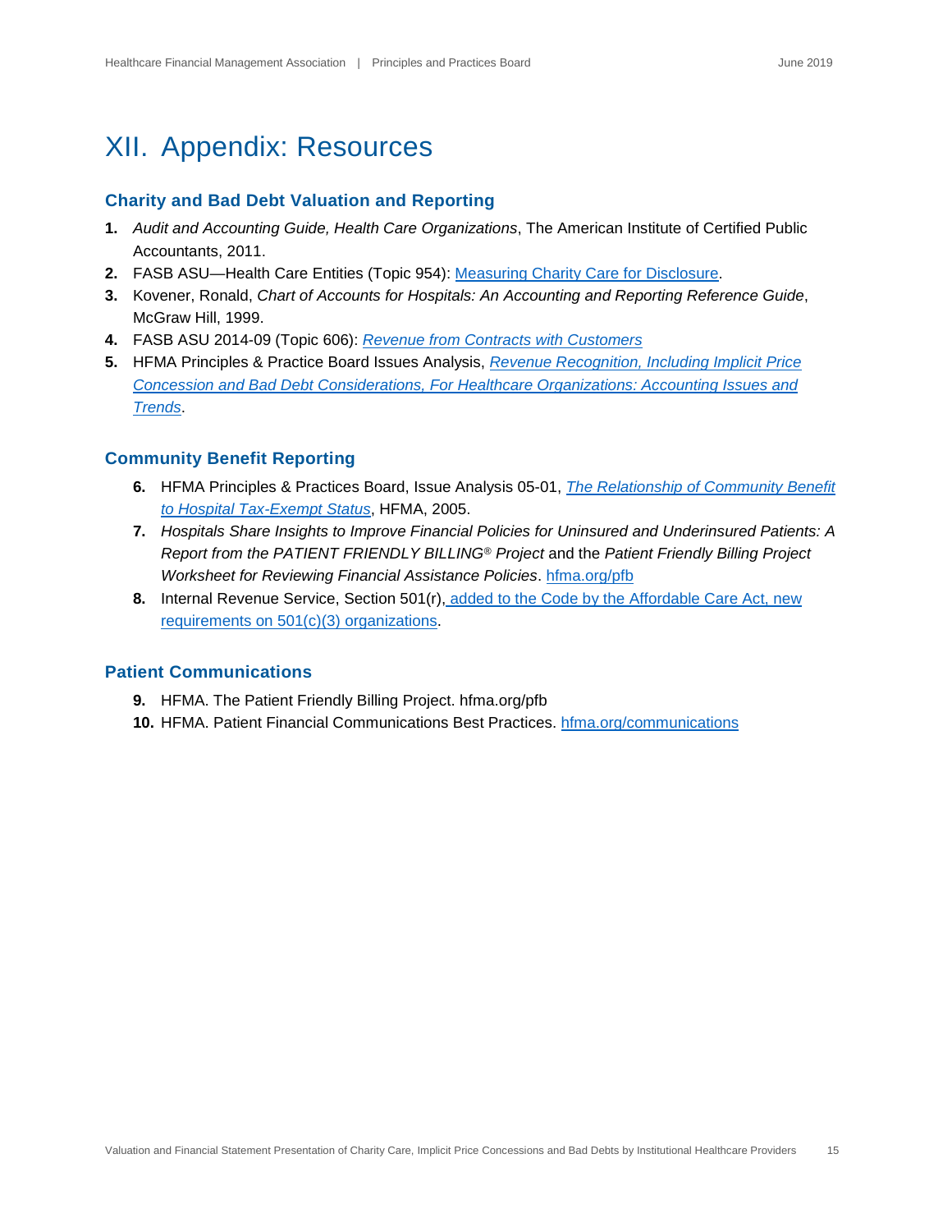# XII. Appendix: Resources

## Charity and Bad Debt Valuation and Reporting

1. *Audit and Accounting Guide, Health Care Organizations*, The American Institute of Certified Public Accountants, 2011.
2. FASB ASU—Health Care Entities (Topic 954): Measuring Charity Care for Disclosure.
3. Kovener, Ronald, *Chart of Accounts for Hospitals: An Accounting and Reporting Reference Guide*, McGraw Hill, 1999.
4. FASB ASU 2014-09 (Topic 606): *Revenue from Contracts with Customers*
5. HFMA Principles & Practice Board Issues Analysis, *Revenue Recognition, Including Implicit Price Concession and Bad Debt Considerations, For Healthcare Organizations: Accounting Issues and Trends*.

## Community Benefit Reporting

6. HFMA Principles & Practices Board, Issue Analysis 05-01, *The Relationship of Community Benefit to Hospital Tax-Exempt Status*, HFMA, 2005.
7. *Hospitals Share Insights to Improve Financial Policies for Uninsured and Underinsured Patients: A Report from the PATIENT FRIENDLY BILLING® Project* and the *Patient Friendly Billing Project Worksheet for Reviewing Financial Assistance Policies*. hfma.org/pfb
8. Internal Revenue Service, Section 501(r), added to the Code by the Affordable Care Act, new requirements on 501(c)(3) organizations.

## Patient Communications

9. HFMA. The Patient Friendly Billing Project. hfma.org/pfb
10. HFMA. Patient Financial Communications Best Practices. hfma.org/communications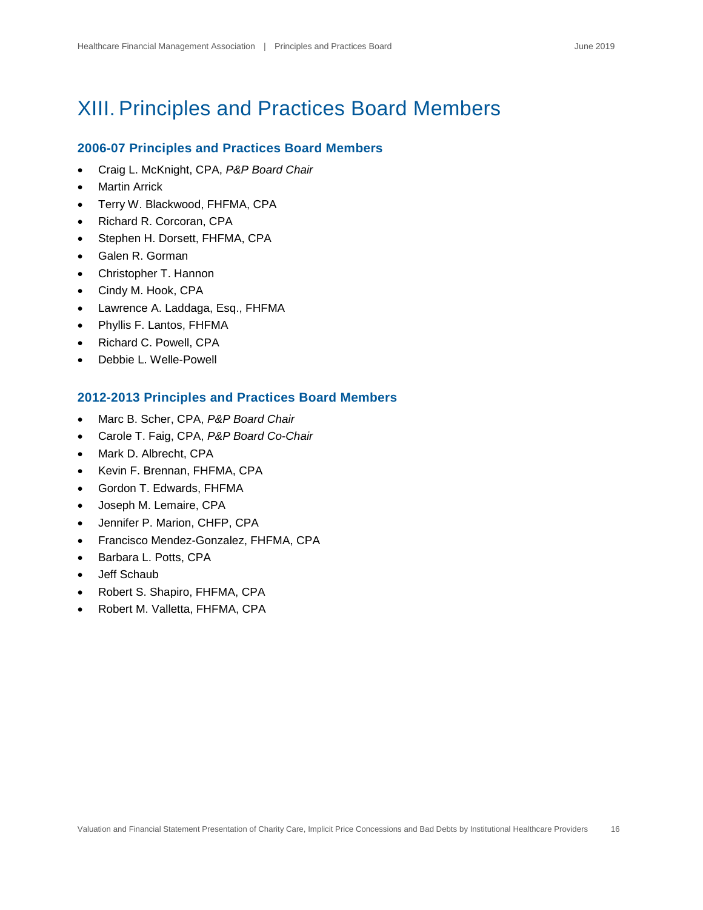# XIII. Principles and Practices Board Members

## 2006-07 Principles and Practices Board Members

- Craig L. McKnight, CPA, *P&P Board Chair*
- Martin Arrick
- Terry W. Blackwood, FHFMA, CPA
- Richard R. Corcoran, CPA
- Stephen H. Dorsett, FHFMA, CPA
- Galen R. Gorman
- Christopher T. Hannon
- Cindy M. Hook, CPA
- Lawrence A. Laddaga, Esq., FHFMA
- Phyllis F. Lantos, FHFMA
- Richard C. Powell, CPA
- Debbie L. Welle-Powell

## 2012-2013 Principles and Practices Board Members

- Marc B. Scher, CPA, *P&P Board Chair*
- Carole T. Faig, CPA, *P&P Board Co-Chair*
- Mark D. Albrecht, CPA
- Kevin F. Brennan, FHFMA, CPA
- Gordon T. Edwards, FHFMA
- Joseph M. Lemaire, CPA
- Jennifer P. Marion, CHFP, CPA
- Francisco Mendez-Gonzalez, FHFMA, CPA
- Barbara L. Potts, CPA
- Jeff Schaub
- Robert S. Shapiro, FHFMA, CPA
- Robert M. Valletta, FHFMA, CPA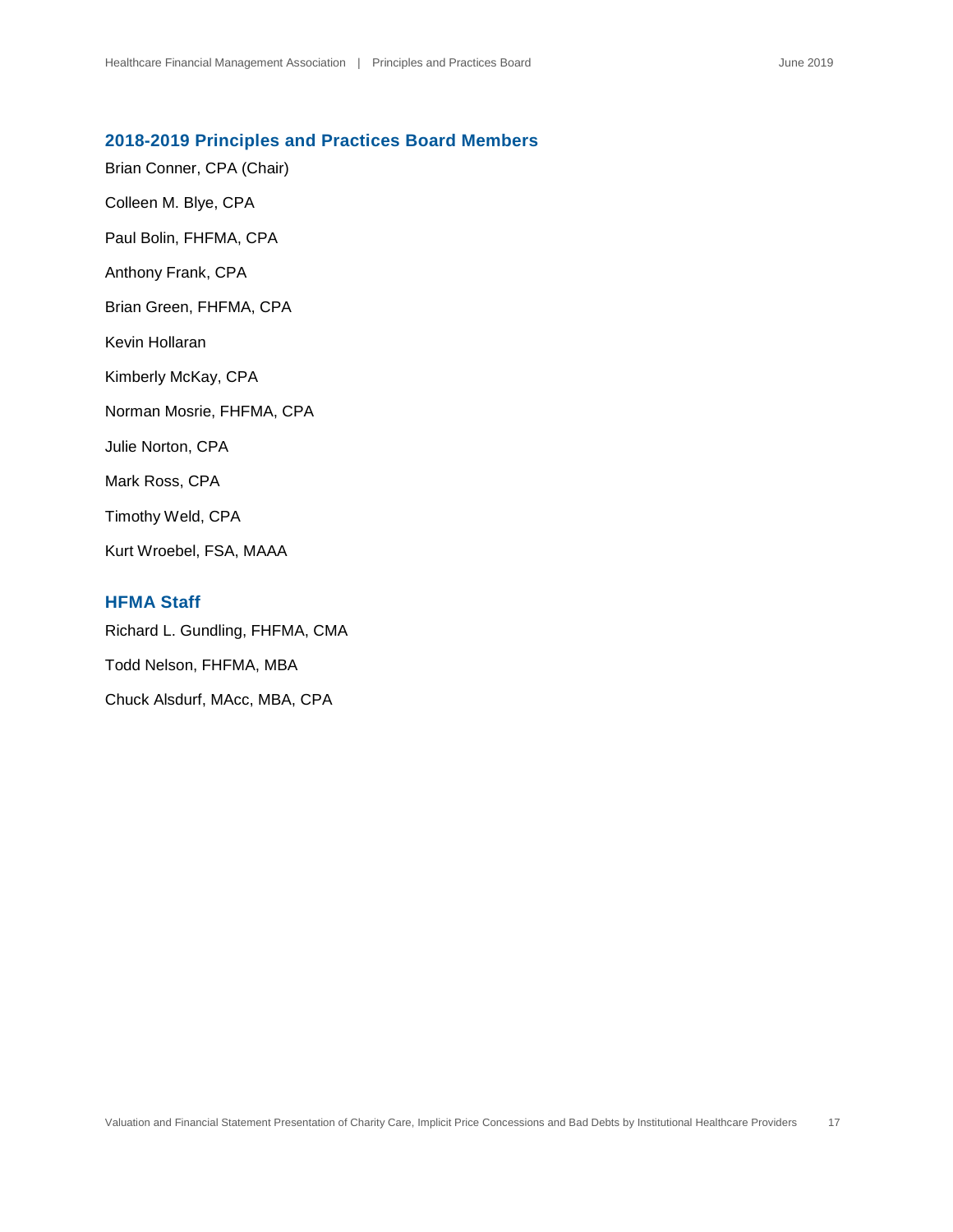## 2018-2019 Principles and Practices Board Members

Brian Conner, CPA (Chair)

Colleen M. Blye, CPA

Paul Bolin, FHFMA, CPA

Anthony Frank, CPA

Brian Green, FHFMA, CPA

Kevin Hollaran

Kimberly McKay, CPA

Norman Mosrie, FHFMA, CPA

Julie Norton, CPA

Mark Ross, CPA

Timothy Weld, CPA

Kurt Wroebel, FSA, MAAA

## HFMA Staff

Richard L. Gundling, FHFMA, CMA

Todd Nelson, FHFMA, MBA

Chuck Alsdurf, MAcc, MBA, CPA